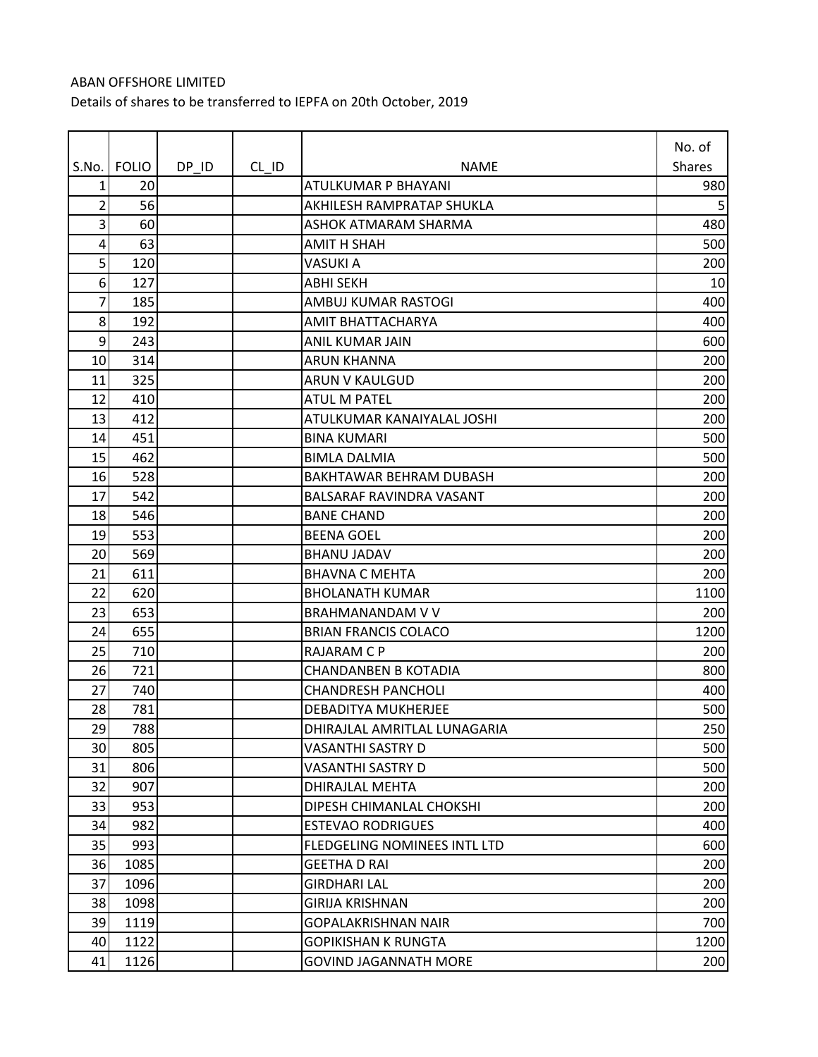ABAN OFFSHORE LIMITED

Details of shares to be transferred to IEPFA on 20th October, 2019

| S.No. | FOLIO | DP_ID | CL_ID | NAME | No. of Shares |
|---|---|---|---|---|---|
| 1 | 20 | | | ATULKUMAR P BHAYANI | 980 |
| 2 | 56 | | | AKHILESH RAMPRATAP SHUKLA | 5 |
| 3 | 60 | | | ASHOK ATMARAM SHARMA | 480 |
| 4 | 63 | | | AMIT H SHAH | 500 |
| 5 | 120 | | | VASUKI A | 200 |
| 6 | 127 | | | ABHI SEKH | 10 |
| 7 | 185 | | | AMBUJ KUMAR RASTOGI | 400 |
| 8 | 192 | | | AMIT BHATTACHARYA | 400 |
| 9 | 243 | | | ANIL KUMAR JAIN | 600 |
| 10 | 314 | | | ARUN KHANNA | 200 |
| 11 | 325 | | | ARUN V KAULGUD | 200 |
| 12 | 410 | | | ATUL M PATEL | 200 |
| 13 | 412 | | | ATULKUMAR KANAIYALAL JOSHI | 200 |
| 14 | 451 | | | BINA KUMARI | 500 |
| 15 | 462 | | | BIMLA DALMIA | 500 |
| 16 | 528 | | | BAKHTAWAR BEHRAM DUBASH | 200 |
| 17 | 542 | | | BALSARAF RAVINDRA VASANT | 200 |
| 18 | 546 | | | BANE CHAND | 200 |
| 19 | 553 | | | BEENA GOEL | 200 |
| 20 | 569 | | | BHANU JADAV | 200 |
| 21 | 611 | | | BHAVNA C MEHTA | 200 |
| 22 | 620 | | | BHOLANATH KUMAR | 1100 |
| 23 | 653 | | | BRAHMANANDAM V V | 200 |
| 24 | 655 | | | BRIAN FRANCIS COLACO | 1200 |
| 25 | 710 | | | RAJARAM C P | 200 |
| 26 | 721 | | | CHANDANBEN B KOTADIA | 800 |
| 27 | 740 | | | CHANDRESH PANCHOLI | 400 |
| 28 | 781 | | | DEBADITYA MUKHERJEE | 500 |
| 29 | 788 | | | DHIRAJLAL AMRITLAL LUNAGARIA | 250 |
| 30 | 805 | | | VASANTHI SASTRY D | 500 |
| 31 | 806 | | | VASANTHI SASTRY D | 500 |
| 32 | 907 | | | DHIRAJLAL MEHTA | 200 |
| 33 | 953 | | | DIPESH CHIMANLAL CHOKSHI | 200 |
| 34 | 982 | | | ESTEVAO RODRIGUES | 400 |
| 35 | 993 | | | FLEDGELING NOMINEES INTL LTD | 600 |
| 36 | 1085 | | | GEETHA D RAI | 200 |
| 37 | 1096 | | | GIRDHARI LAL | 200 |
| 38 | 1098 | | | GIRIJA KRISHNAN | 200 |
| 39 | 1119 | | | GOPALAKRISHNAN NAIR | 700 |
| 40 | 1122 | | | GOPIKISHAN K RUNGTA | 1200 |
| 41 | 1126 | | | GOVIND JAGANNATH MORE | 200 |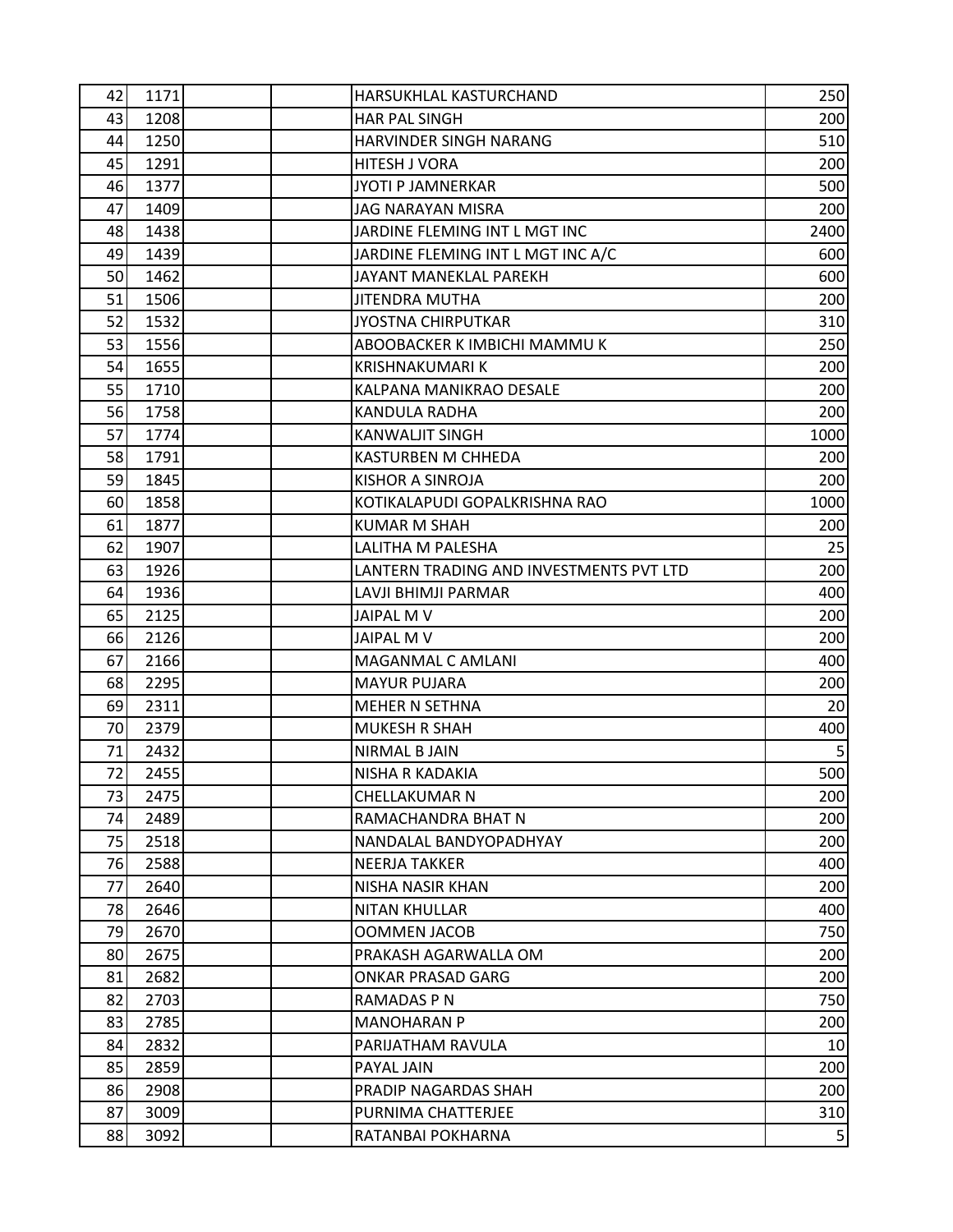| | | | | | |
|---|---|---|---|---|---|
| 42 | 1171 | | | HARSUKHLAL KASTURCHAND | 250 |
| 43 | 1208 | | | HAR PAL SINGH | 200 |
| 44 | 1250 | | | HARVINDER SINGH NARANG | 510 |
| 45 | 1291 | | | HITESH J VORA | 200 |
| 46 | 1377 | | | JYOTI P JAMNERKAR | 500 |
| 47 | 1409 | | | JAG NARAYAN MISRA | 200 |
| 48 | 1438 | | | JARDINE FLEMING INT L MGT INC | 2400 |
| 49 | 1439 | | | JARDINE FLEMING INT L MGT INC A/C | 600 |
| 50 | 1462 | | | JAYANT MANEKLAL PAREKH | 600 |
| 51 | 1506 | | | JITENDRA MUTHA | 200 |
| 52 | 1532 | | | JYOSTNA CHIRPUTKAR | 310 |
| 53 | 1556 | | | ABOOBACKER K IMBICHI MAMMU K | 250 |
| 54 | 1655 | | | KRISHNAKUMARI K | 200 |
| 55 | 1710 | | | KALPANA MANIKRAO DESALE | 200 |
| 56 | 1758 | | | KANDULA RADHA | 200 |
| 57 | 1774 | | | KANWALJIT SINGH | 1000 |
| 58 | 1791 | | | KASTURBEN M CHHEDA | 200 |
| 59 | 1845 | | | KISHOR A SINROJA | 200 |
| 60 | 1858 | | | KOTIKALAPUDI GOPALKRISHNA RAO | 1000 |
| 61 | 1877 | | | KUMAR M SHAH | 200 |
| 62 | 1907 | | | LALITHA M PALESHA | 25 |
| 63 | 1926 | | | LANTERN TRADING AND INVESTMENTS PVT LTD | 200 |
| 64 | 1936 | | | LAVJI BHIMJI PARMAR | 400 |
| 65 | 2125 | | | JAIPAL M V | 200 |
| 66 | 2126 | | | JAIPAL M V | 200 |
| 67 | 2166 | | | MAGANMAL C AMLANI | 400 |
| 68 | 2295 | | | MAYUR PUJARA | 200 |
| 69 | 2311 | | | MEHER N SETHNA | 20 |
| 70 | 2379 | | | MUKESH R SHAH | 400 |
| 71 | 2432 | | | NIRMAL B JAIN | 5 |
| 72 | 2455 | | | NISHA R KADAKIA | 500 |
| 73 | 2475 | | | CHELLAKUMAR N | 200 |
| 74 | 2489 | | | RAMACHANDRA BHAT N | 200 |
| 75 | 2518 | | | NANDALAL BANDYOPADHYAY | 200 |
| 76 | 2588 | | | NEERJA TAKKER | 400 |
| 77 | 2640 | | | NISHA NASIR KHAN | 200 |
| 78 | 2646 | | | NITAN KHULLAR | 400 |
| 79 | 2670 | | | OOMMEN JACOB | 750 |
| 80 | 2675 | | | PRAKASH AGARWALLA OM | 200 |
| 81 | 2682 | | | ONKAR PRASAD GARG | 200 |
| 82 | 2703 | | | RAMADAS P N | 750 |
| 83 | 2785 | | | MANOHARAN P | 200 |
| 84 | 2832 | | | PARIJATHAM RAVULA | 10 |
| 85 | 2859 | | | PAYAL JAIN | 200 |
| 86 | 2908 | | | PRADIP NAGARDAS SHAH | 200 |
| 87 | 3009 | | | PURNIMA CHATTERJEE | 310 |
| 88 | 3092 | | | RATANBAI POKHARNA | 5 |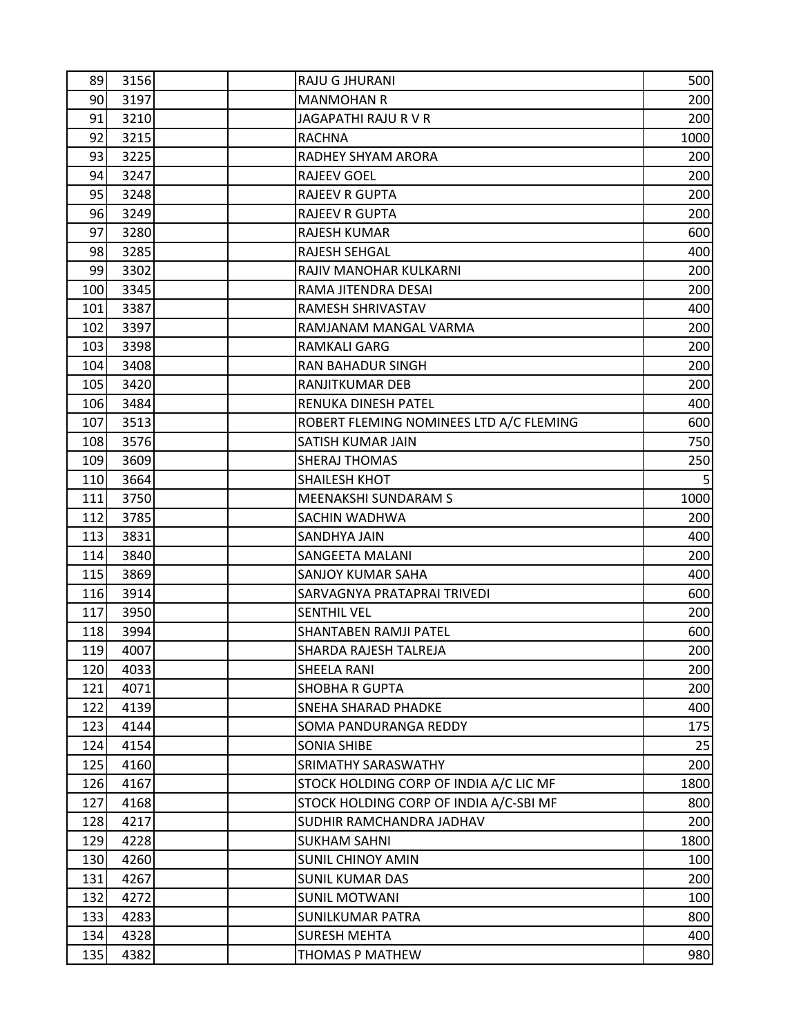| | | | | | |
|---|---|---|---|---|---|
| 89 | 3156 | | | RAJU G JHURANI | 500 |
| 90 | 3197 | | | MANMOHAN R | 200 |
| 91 | 3210 | | | JAGAPATHI RAJU R V R | 200 |
| 92 | 3215 | | | RACHNA | 1000 |
| 93 | 3225 | | | RADHEY SHYAM ARORA | 200 |
| 94 | 3247 | | | RAJEEV GOEL | 200 |
| 95 | 3248 | | | RAJEEV R GUPTA | 200 |
| 96 | 3249 | | | RAJEEV R GUPTA | 200 |
| 97 | 3280 | | | RAJESH KUMAR | 600 |
| 98 | 3285 | | | RAJESH SEHGAL | 400 |
| 99 | 3302 | | | RAJIV MANOHAR KULKARNI | 200 |
| 100 | 3345 | | | RAMA JITENDRA DESAI | 200 |
| 101 | 3387 | | | RAMESH SHRIVASTAV | 400 |
| 102 | 3397 | | | RAMJANAM MANGAL VARMA | 200 |
| 103 | 3398 | | | RAMKALI GARG | 200 |
| 104 | 3408 | | | RAN BAHADUR SINGH | 200 |
| 105 | 3420 | | | RANJITKUMAR DEB | 200 |
| 106 | 3484 | | | RENUKA DINESH PATEL | 400 |
| 107 | 3513 | | | ROBERT FLEMING NOMINEES LTD A/C FLEMING | 600 |
| 108 | 3576 | | | SATISH KUMAR JAIN | 750 |
| 109 | 3609 | | | SHERAJ THOMAS | 250 |
| 110 | 3664 | | | SHAILESH KHOT | 5 |
| 111 | 3750 | | | MEENAKSHI SUNDARAM S | 1000 |
| 112 | 3785 | | | SACHIN WADHWA | 200 |
| 113 | 3831 | | | SANDHYA JAIN | 400 |
| 114 | 3840 | | | SANGEETA MALANI | 200 |
| 115 | 3869 | | | SANJOY KUMAR SAHA | 400 |
| 116 | 3914 | | | SARVAGNYA PRATAPRAI TRIVEDI | 600 |
| 117 | 3950 | | | SENTHIL VEL | 200 |
| 118 | 3994 | | | SHANTABEN RAMJI PATEL | 600 |
| 119 | 4007 | | | SHARDA RAJESH TALREJA | 200 |
| 120 | 4033 | | | SHEELA RANI | 200 |
| 121 | 4071 | | | SHOBHA R GUPTA | 200 |
| 122 | 4139 | | | SNEHA SHARAD PHADKE | 400 |
| 123 | 4144 | | | SOMA PANDURANGA REDDY | 175 |
| 124 | 4154 | | | SONIA SHIBE | 25 |
| 125 | 4160 | | | SRIMATHY SARASWATHY | 200 |
| 126 | 4167 | | | STOCK HOLDING CORP OF INDIA A/C LIC MF | 1800 |
| 127 | 4168 | | | STOCK HOLDING CORP OF INDIA A/C-SBI MF | 800 |
| 128 | 4217 | | | SUDHIR RAMCHANDRA JADHAV | 200 |
| 129 | 4228 | | | SUKHAM SAHNI | 1800 |
| 130 | 4260 | | | SUNIL CHINOY AMIN | 100 |
| 131 | 4267 | | | SUNIL KUMAR DAS | 200 |
| 132 | 4272 | | | SUNIL MOTWANI | 100 |
| 133 | 4283 | | | SUNILKUMAR PATRA | 800 |
| 134 | 4328 | | | SURESH MEHTA | 400 |
| 135 | 4382 | | | THOMAS P MATHEW | 980 |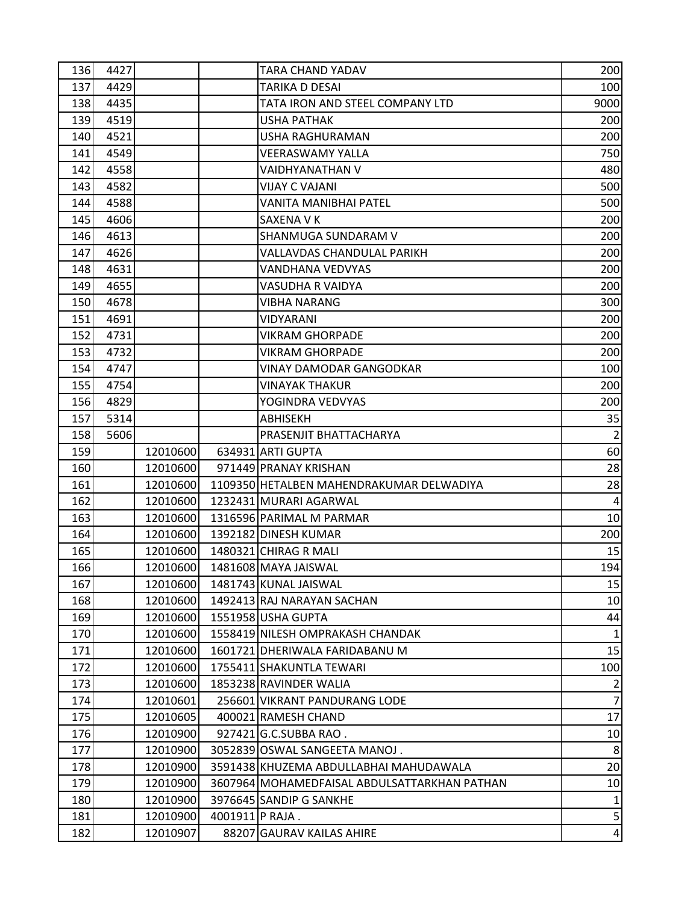| | | | | | |
|---|---|---|---|---|---|
| 136 | 4427 | | | TARA CHAND YADAV | 200 |
| 137 | 4429 | | | TARIKA D DESAI | 100 |
| 138 | 4435 | | | TATA IRON AND STEEL COMPANY LTD | 9000 |
| 139 | 4519 | | | USHA PATHAK | 200 |
| 140 | 4521 | | | USHA RAGHURAMAN | 200 |
| 141 | 4549 | | | VEERASWAMY YALLA | 750 |
| 142 | 4558 | | | VAIDHYANATHAN V | 480 |
| 143 | 4582 | | | VIJAY C VAJANI | 500 |
| 144 | 4588 | | | VANITA MANIBHAI PATEL | 500 |
| 145 | 4606 | | | SAXENA V K | 200 |
| 146 | 4613 | | | SHANMUGA SUNDARAM V | 200 |
| 147 | 4626 | | | VALLAVDAS CHANDULAL PARIKH | 200 |
| 148 | 4631 | | | VANDHANA VEDVYAS | 200 |
| 149 | 4655 | | | VASUDHA R VAIDYA | 200 |
| 150 | 4678 | | | VIBHA NARANG | 300 |
| 151 | 4691 | | | VIDYARANI | 200 |
| 152 | 4731 | | | VIKRAM GHORPADE | 200 |
| 153 | 4732 | | | VIKRAM GHORPADE | 200 |
| 154 | 4747 | | | VINAY DAMODAR GANGODKAR | 100 |
| 155 | 4754 | | | VINAYAK THAKUR | 200 |
| 156 | 4829 | | | YOGINDRA VEDVYAS | 200 |
| 157 | 5314 | | | ABHISEKH | 35 |
| 158 | 5606 | | | PRASENJIT BHATTACHARYA | 2 |
| 159 | | 12010600 | 634931 | ARTI GUPTA | 60 |
| 160 | | 12010600 | 971449 | PRANAY KRISHAN | 28 |
| 161 | | 12010600 | 1109350 | HETALBEN MAHENDRAKUMAR DELWADIYA | 28 |
| 162 | | 12010600 | 1232431 | MURARI AGARWAL | 4 |
| 163 | | 12010600 | 1316596 | PARIMAL M PARMAR | 10 |
| 164 | | 12010600 | 1392182 | DINESH KUMAR | 200 |
| 165 | | 12010600 | 1480321 | CHIRAG R MALI | 15 |
| 166 | | 12010600 | 1481608 | MAYA JAISWAL | 194 |
| 167 | | 12010600 | 1481743 | KUNAL JAISWAL | 15 |
| 168 | | 12010600 | 1492413 | RAJ NARAYAN SACHAN | 10 |
| 169 | | 12010600 | 1551958 | USHA GUPTA | 44 |
| 170 | | 12010600 | 1558419 | NILESH OMPRAKASH CHANDAK | 1 |
| 171 | | 12010600 | 1601721 | DHERIWALA FARIDABANU M | 15 |
| 172 | | 12010600 | 1755411 | SHAKUNTLA TEWARI | 100 |
| 173 | | 12010600 | 1853238 | RAVINDER WALIA | 2 |
| 174 | | 12010601 | 256601 | VIKRANT PANDURANG LODE | 7 |
| 175 | | 12010605 | 400021 | RAMESH CHAND | 17 |
| 176 | | 12010900 | 927421 | G.C.SUBBA RAO . | 10 |
| 177 | | 12010900 | 3052839 | OSWAL SANGEETA MANOJ . | 8 |
| 178 | | 12010900 | 3591438 | KHUZEMA ABDULLABHAI MAHUDAWALA | 20 |
| 179 | | 12010900 | 3607964 | MOHAMEDFAISAL ABDULSATTARKHAN PATHAN | 10 |
| 180 | | 12010900 | 3976645 | SANDIP G SANKHE | 1 |
| 181 | | 12010900 | 4001911 | P RAJA . | 5 |
| 182 | | 12010907 | 88207 | GAURAV KAILAS AHIRE | 4 |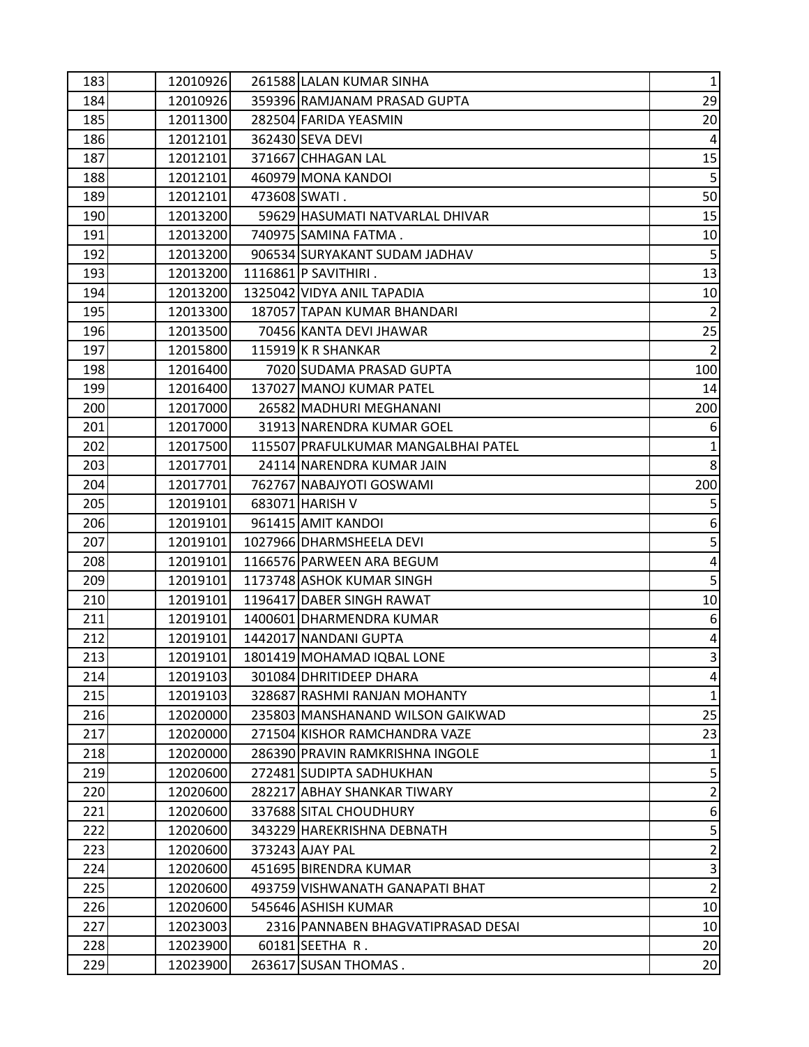| | | | | | |
|---|---|---|---|---|---|
| 183 | | 12010926 | 261588 | LALAN KUMAR SINHA | 1 |
| 184 | | 12010926 | 359396 | RAMJANAM PRASAD GUPTA | 29 |
| 185 | | 12011300 | 282504 | FARIDA YEASMIN | 20 |
| 186 | | 12012101 | 362430 | SEVA DEVI | 4 |
| 187 | | 12012101 | 371667 | CHHAGAN LAL | 15 |
| 188 | | 12012101 | 460979 | MONA KANDOI | 5 |
| 189 | | 12012101 | 473608 | SWATI . | 50 |
| 190 | | 12013200 | 59629 | HASUMATI NATVARLAL DHIVAR | 15 |
| 191 | | 12013200 | 740975 | SAMINA FATMA . | 10 |
| 192 | | 12013200 | 906534 | SURYAKANT SUDAM JADHAV | 5 |
| 193 | | 12013200 | 1116861 | P SAVITHIRI . | 13 |
| 194 | | 12013200 | 1325042 | VIDYA ANIL TAPADIA | 10 |
| 195 | | 12013300 | 187057 | TAPAN KUMAR BHANDARI | 2 |
| 196 | | 12013500 | 70456 | KANTA DEVI JHAWAR | 25 |
| 197 | | 12015800 | 115919 | K R SHANKAR | 2 |
| 198 | | 12016400 | 7020 | SUDAMA PRASAD GUPTA | 100 |
| 199 | | 12016400 | 137027 | MANOJ KUMAR PATEL | 14 |
| 200 | | 12017000 | 26582 | MADHURI MEGHANANI | 200 |
| 201 | | 12017000 | 31913 | NARENDRA KUMAR GOEL | 6 |
| 202 | | 12017500 | 115507 | PRAFULKUMAR MANGALBHAI PATEL | 1 |
| 203 | | 12017701 | 24114 | NARENDRA KUMAR JAIN | 8 |
| 204 | | 12017701 | 762767 | NABAJYOTI GOSWAMI | 200 |
| 205 | | 12019101 | 683071 | HARISH V | 5 |
| 206 | | 12019101 | 961415 | AMIT KANDOI | 6 |
| 207 | | 12019101 | 1027966 | DHARMSHEELA DEVI | 5 |
| 208 | | 12019101 | 1166576 | PARWEEN ARA BEGUM | 4 |
| 209 | | 12019101 | 1173748 | ASHOK KUMAR SINGH | 5 |
| 210 | | 12019101 | 1196417 | DABER SINGH RAWAT | 10 |
| 211 | | 12019101 | 1400601 | DHARMENDRA KUMAR | 6 |
| 212 | | 12019101 | 1442017 | NANDANI GUPTA | 4 |
| 213 | | 12019101 | 1801419 | MOHAMAD IQBAL LONE | 3 |
| 214 | | 12019103 | 301084 | DHRITIDEEP DHARA | 4 |
| 215 | | 12019103 | 328687 | RASHMI RANJAN MOHANTY | 1 |
| 216 | | 12020000 | 235803 | MANSHANAND WILSON GAIKWAD | 25 |
| 217 | | 12020000 | 271504 | KISHOR RAMCHANDRA VAZE | 23 |
| 218 | | 12020000 | 286390 | PRAVIN RAMKRISHNA INGOLE | 1 |
| 219 | | 12020600 | 272481 | SUDIPTA SADHUKHAN | 5 |
| 220 | | 12020600 | 282217 | ABHAY SHANKAR TIWARY | 2 |
| 221 | | 12020600 | 337688 | SITAL CHOUDHURY | 6 |
| 222 | | 12020600 | 343229 | HAREKRISHNA DEBNATH | 5 |
| 223 | | 12020600 | 373243 | AJAY PAL | 2 |
| 224 | | 12020600 | 451695 | BIRENDRA KUMAR | 3 |
| 225 | | 12020600 | 493759 | VISHWANATH GANAPATI BHAT | 2 |
| 226 | | 12020600 | 545646 | ASHISH KUMAR | 10 |
| 227 | | 12023003 | 2316 | PANNABEN BHAGVATIPRASAD DESAI | 10 |
| 228 | | 12023900 | 60181 | SEETHA R . | 20 |
| 229 | | 12023900 | 263617 | SUSAN THOMAS . | 20 |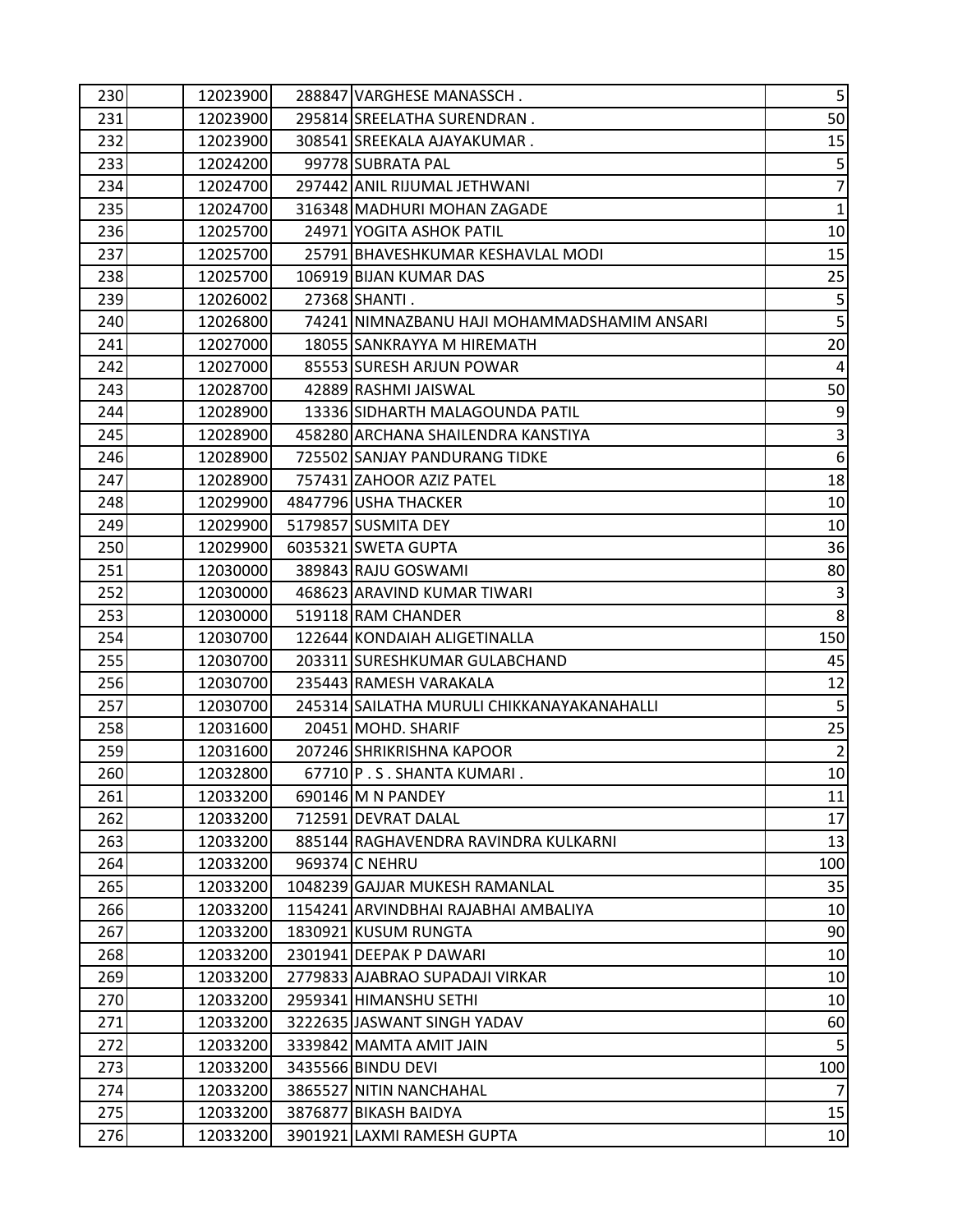| | | | | | |
|---|---|---|---|---|---|
| 230 | | 12023900 | 288847 | VARGHESE MANASSCH . | 5 |
| 231 | | 12023900 | 295814 | SREELATHA SURENDRAN . | 50 |
| 232 | | 12023900 | 308541 | SREEKALA AJAYAKUMAR . | 15 |
| 233 | | 12024200 | 99778 | SUBRATA PAL | 5 |
| 234 | | 12024700 | 297442 | ANIL RIJUMAL JETHWANI | 7 |
| 235 | | 12024700 | 316348 | MADHURI MOHAN ZAGADE | 1 |
| 236 | | 12025700 | 24971 | YOGITA ASHOK PATIL | 10 |
| 237 | | 12025700 | 25791 | BHAVESHKUMAR KESHAVLAL MODI | 15 |
| 238 | | 12025700 | 106919 | BIJAN KUMAR DAS | 25 |
| 239 | | 12026002 | 27368 | SHANTI . | 5 |
| 240 | | 12026800 | 74241 | NIMNAZBANU HAJI MOHAMMADSHAMIM ANSARI | 5 |
| 241 | | 12027000 | 18055 | SANKRAYYA M HIREMATH | 20 |
| 242 | | 12027000 | 85553 | SURESH ARJUN POWAR | 4 |
| 243 | | 12028700 | 42889 | RASHMI JAISWAL | 50 |
| 244 | | 12028900 | 13336 | SIDHARTH MALAGOUNDA PATIL | 9 |
| 245 | | 12028900 | 458280 | ARCHANA SHAILENDRA KANSTIYA | 3 |
| 246 | | 12028900 | 725502 | SANJAY PANDURANG TIDKE | 6 |
| 247 | | 12028900 | 757431 | ZAHOOR AZIZ PATEL | 18 |
| 248 | | 12029900 | 4847796 | USHA THACKER | 10 |
| 249 | | 12029900 | 5179857 | SUSMITA DEY | 10 |
| 250 | | 12029900 | 6035321 | SWETA GUPTA | 36 |
| 251 | | 12030000 | 389843 | RAJU GOSWAMI | 80 |
| 252 | | 12030000 | 468623 | ARAVIND KUMAR TIWARI | 3 |
| 253 | | 12030000 | 519118 | RAM CHANDER | 8 |
| 254 | | 12030700 | 122644 | KONDAIAH ALIGETINALLA | 150 |
| 255 | | 12030700 | 203311 | SURESHKUMAR GULABCHAND | 45 |
| 256 | | 12030700 | 235443 | RAMESH VARAKALA | 12 |
| 257 | | 12030700 | 245314 | SAILATHA MURULI CHIKKANAYAKANAHALLI | 5 |
| 258 | | 12031600 | 20451 | MOHD. SHARIF | 25 |
| 259 | | 12031600 | 207246 | SHRIKRISHNA KAPOOR | 2 |
| 260 | | 12032800 | 67710 | P . S . SHANTA KUMARI . | 10 |
| 261 | | 12033200 | 690146 | M N PANDEY | 11 |
| 262 | | 12033200 | 712591 | DEVRAT DALAL | 17 |
| 263 | | 12033200 | 885144 | RAGHAVENDRA RAVINDRA KULKARNI | 13 |
| 264 | | 12033200 | 969374 | C NEHRU | 100 |
| 265 | | 12033200 | 1048239 | GAJJAR MUKESH RAMANLAL | 35 |
| 266 | | 12033200 | 1154241 | ARVINDBHAI RAJABHAI AMBALIYA | 10 |
| 267 | | 12033200 | 1830921 | KUSUM RUNGTA | 90 |
| 268 | | 12033200 | 2301941 | DEEPAK P DAWARI | 10 |
| 269 | | 12033200 | 2779833 | AJABRAO SUPADAJI VIRKAR | 10 |
| 270 | | 12033200 | 2959341 | HIMANSHU SETHI | 10 |
| 271 | | 12033200 | 3222635 | JASWANT SINGH YADAV | 60 |
| 272 | | 12033200 | 3339842 | MAMTA AMIT JAIN | 5 |
| 273 | | 12033200 | 3435566 | BINDU DEVI | 100 |
| 274 | | 12033200 | 3865527 | NITIN NANCHAHAL | 7 |
| 275 | | 12033200 | 3876877 | BIKASH BAIDYA | 15 |
| 276 | | 12033200 | 3901921 | LAXMI RAMESH GUPTA | 10 |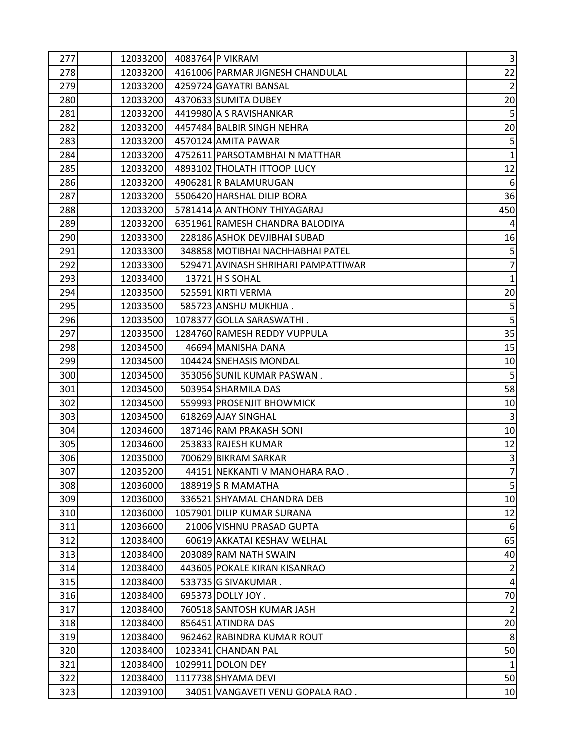| | | | | | |
|---|---|---|---|---|---|
| 277 | | 12033200 | 4083764 | P VIKRAM | 3 |
| 278 | | 12033200 | 4161006 | PARMAR JIGNESH CHANDULAL | 22 |
| 279 | | 12033200 | 4259724 | GAYATRI BANSAL | 2 |
| 280 | | 12033200 | 4370633 | SUMITA DUBEY | 20 |
| 281 | | 12033200 | 4419980 | A S RAVISHANKAR | 5 |
| 282 | | 12033200 | 4457484 | BALBIR SINGH NEHRA | 20 |
| 283 | | 12033200 | 4570124 | AMITA PAWAR | 5 |
| 284 | | 12033200 | 4752611 | PARSOTAMBHAI N MATTHAR | 1 |
| 285 | | 12033200 | 4893102 | THOLATH ITTOOP LUCY | 12 |
| 286 | | 12033200 | 4906281 | R BALAMURUGAN | 6 |
| 287 | | 12033200 | 5506420 | HARSHAL DILIP BORA | 36 |
| 288 | | 12033200 | 5781414 | A ANTHONY THIYAGARAJ | 450 |
| 289 | | 12033200 | 6351961 | RAMESH CHANDRA BALODIYA | 4 |
| 290 | | 12033300 | 228186 | ASHOK DEVJIBHAI SUBAD | 16 |
| 291 | | 12033300 | 348858 | MOTIBHAI NACHHABHAI PATEL | 5 |
| 292 | | 12033300 | 529471 | AVINASH SHRIHARI PAMPATTIWAR | 7 |
| 293 | | 12033400 | 13721 | H S SOHAL | 1 |
| 294 | | 12033500 | 525591 | KIRTI VERMA | 20 |
| 295 | | 12033500 | 585723 | ANSHU MUKHIJA . | 5 |
| 296 | | 12033500 | 1078377 | GOLLA SARASWATHI . | 5 |
| 297 | | 12033500 | 1284760 | RAMESH REDDY VUPPULA | 35 |
| 298 | | 12034500 | 46694 | MANISHA DANA | 15 |
| 299 | | 12034500 | 104424 | SNEHASIS MONDAL | 10 |
| 300 | | 12034500 | 353056 | SUNIL KUMAR PASWAN . | 5 |
| 301 | | 12034500 | 503954 | SHARMILA DAS | 58 |
| 302 | | 12034500 | 559993 | PROSENJIT BHOWMICK | 10 |
| 303 | | 12034500 | 618269 | AJAY SINGHAL | 3 |
| 304 | | 12034600 | 187146 | RAM PRAKASH SONI | 10 |
| 305 | | 12034600 | 253833 | RAJESH KUMAR | 12 |
| 306 | | 12035000 | 700629 | BIKRAM SARKAR | 3 |
| 307 | | 12035200 | 44151 | NEKKANTI V MANOHARA RAO . | 7 |
| 308 | | 12036000 | 188919 | S R MAMATHA | 5 |
| 309 | | 12036000 | 336521 | SHYAMAL CHANDRA DEB | 10 |
| 310 | | 12036000 | 1057901 | DILIP KUMAR SURANA | 12 |
| 311 | | 12036600 | 21006 | VISHNU PRASAD GUPTA | 6 |
| 312 | | 12038400 | 60619 | AKKATAI KESHAV WELHAL | 65 |
| 313 | | 12038400 | 203089 | RAM NATH SWAIN | 40 |
| 314 | | 12038400 | 443605 | POKALE KIRAN KISANRAO | 2 |
| 315 | | 12038400 | 533735 | G SIVAKUMAR . | 4 |
| 316 | | 12038400 | 695373 | DOLLY JOY . | 70 |
| 317 | | 12038400 | 760518 | SANTOSH KUMAR JASH | 2 |
| 318 | | 12038400 | 856451 | ATINDRA DAS | 20 |
| 319 | | 12038400 | 962462 | RABINDRA KUMAR ROUT | 8 |
| 320 | | 12038400 | 1023341 | CHANDAN PAL | 50 |
| 321 | | 12038400 | 1029911 | DOLON DEY | 1 |
| 322 | | 12038400 | 1117738 | SHYAMA DEVI | 50 |
| 323 | | 12039100 | 34051 | VANGAVETI VENU GOPALA RAO . | 10 |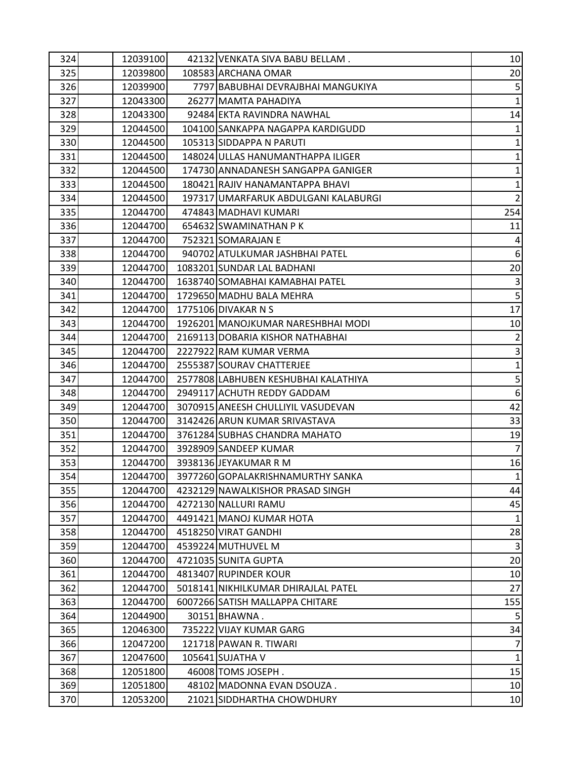| | | | | | |
|---|---|---|---|---|---|
| 324 | | 12039100 | 42132 | VENKATA SIVA BABU BELLAM . | 10 |
| 325 | | 12039800 | 108583 | ARCHANA OMAR | 20 |
| 326 | | 12039900 | 7797 | BABUBHAI DEVRAJBHAI MANGUKIYA | 5 |
| 327 | | 12043300 | 26277 | MAMTA PAHADIYA | 1 |
| 328 | | 12043300 | 92484 | EKTA RAVINDRA NAWHAL | 14 |
| 329 | | 12044500 | 104100 | SANKAPPA NAGAPPA KARDIGUDD | 1 |
| 330 | | 12044500 | 105313 | SIDDAPPA N PARUTI | 1 |
| 331 | | 12044500 | 148024 | ULLAS HANUMANTHAPPA ILIGER | 1 |
| 332 | | 12044500 | 174730 | ANNADANESH SANGAPPA GANIGER | 1 |
| 333 | | 12044500 | 180421 | RAJIV HANAMANTAPPA BHAVI | 1 |
| 334 | | 12044500 | 197317 | UMARFARUK ABDULGANI KALABURGI | 2 |
| 335 | | 12044700 | 474843 | MADHAVI KUMARI | 254 |
| 336 | | 12044700 | 654632 | SWAMINATHAN P K | 11 |
| 337 | | 12044700 | 752321 | SOMARAJAN E | 4 |
| 338 | | 12044700 | 940702 | ATULKUMAR JASHBHAI PATEL | 6 |
| 339 | | 12044700 | 1083201 | SUNDAR LAL BADHANI | 20 |
| 340 | | 12044700 | 1638740 | SOMABHAI KAMABHAI PATEL | 3 |
| 341 | | 12044700 | 1729650 | MADHU BALA MEHRA | 5 |
| 342 | | 12044700 | 1775106 | DIVAKAR N S | 17 |
| 343 | | 12044700 | 1926201 | MANOJKUMAR NARESHBHAI MODI | 10 |
| 344 | | 12044700 | 2169113 | DOBARIA KISHOR NATHABHAI | 2 |
| 345 | | 12044700 | 2227922 | RAM KUMAR VERMA | 3 |
| 346 | | 12044700 | 2555387 | SOURAV CHATTERJEE | 1 |
| 347 | | 12044700 | 2577808 | LABHUBEN KESHUBHAI KALATHIYA | 5 |
| 348 | | 12044700 | 2949117 | ACHUTH REDDY GADDAM | 6 |
| 349 | | 12044700 | 3070915 | ANEESH CHULLIYIL VASUDEVAN | 42 |
| 350 | | 12044700 | 3142426 | ARUN KUMAR SRIVASTAVA | 33 |
| 351 | | 12044700 | 3761284 | SUBHAS CHANDRA MAHATO | 19 |
| 352 | | 12044700 | 3928909 | SANDEEP KUMAR | 7 |
| 353 | | 12044700 | 3938136 | JEYAKUMAR R M | 16 |
| 354 | | 12044700 | 3977260 | GOPALAKRISHNAMURTHY SANKA | 1 |
| 355 | | 12044700 | 4232129 | NAWALKISHOR PRASAD SINGH | 44 |
| 356 | | 12044700 | 4272130 | NALLURI RAMU | 45 |
| 357 | | 12044700 | 4491421 | MANOJ KUMAR HOTA | 1 |
| 358 | | 12044700 | 4518250 | VIRAT GANDHI | 28 |
| 359 | | 12044700 | 4539224 | MUTHUVEL M | 3 |
| 360 | | 12044700 | 4721035 | SUNITA GUPTA | 20 |
| 361 | | 12044700 | 4813407 | RUPINDER KOUR | 10 |
| 362 | | 12044700 | 5018141 | NIKHILKUMAR DHIRAJLAL PATEL | 27 |
| 363 | | 12044700 | 6007266 | SATISH MALLAPPA CHITARE | 155 |
| 364 | | 12044900 | 30151 | BHAWNA . | 5 |
| 365 | | 12046300 | 735222 | VIJAY KUMAR GARG | 34 |
| 366 | | 12047200 | 121718 | PAWAN R. TIWARI | 7 |
| 367 | | 12047600 | 105641 | SUJATHA V | 1 |
| 368 | | 12051800 | 46008 | TOMS JOSEPH . | 15 |
| 369 | | 12051800 | 48102 | MADONNA EVAN DSOUZA . | 10 |
| 370 | | 12053200 | 21021 | SIDDHARTHA CHOWDHURY | 10 |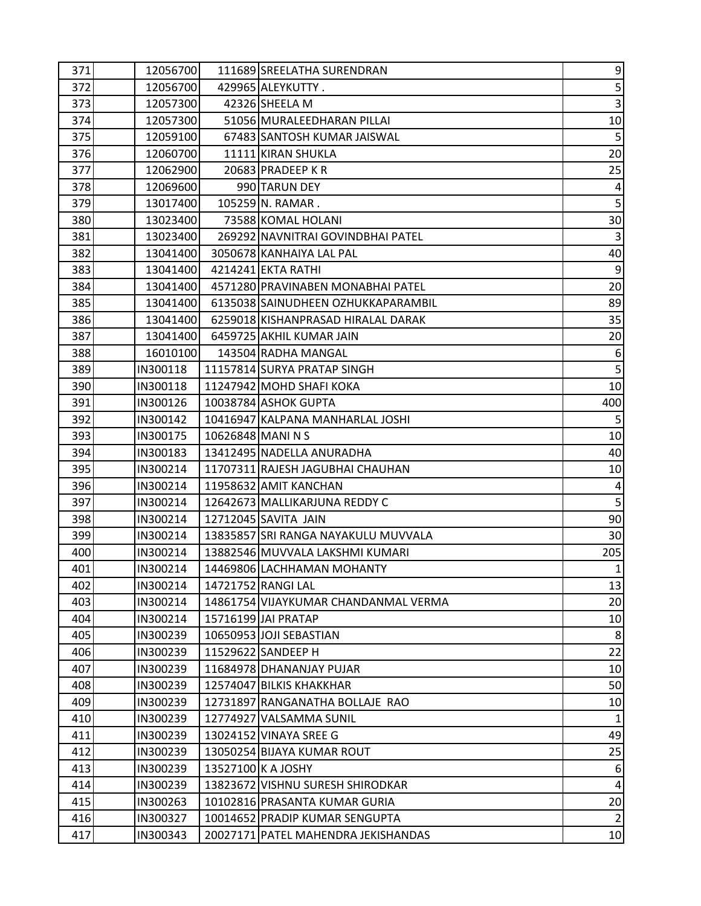| | | | | |
|---|---|---|---|---|
| 371 | | 12056700 | 111689 | SREELATHA SURENDRAN | 9 |
| 372 | | 12056700 | 429965 | ALEYKUTTY . | 5 |
| 373 | | 12057300 | 42326 | SHEELA M | 3 |
| 374 | | 12057300 | 51056 | MURALEEDHARAN PILLAI | 10 |
| 375 | | 12059100 | 67483 | SANTOSH KUMAR JAISWAL | 5 |
| 376 | | 12060700 | 11111 | KIRAN SHUKLA | 20 |
| 377 | | 12062900 | 20683 | PRADEEP K R | 25 |
| 378 | | 12069600 | 990 | TARUN DEY | 4 |
| 379 | | 13017400 | 105259 | N. RAMAR . | 5 |
| 380 | | 13023400 | 73588 | KOMAL HOLANI | 30 |
| 381 | | 13023400 | 269292 | NAVNITRAI GOVINDBHAI PATEL | 3 |
| 382 | | 13041400 | 3050678 | KANHAIYA LAL PAL | 40 |
| 383 | | 13041400 | 4214241 | EKTA RATHI | 9 |
| 384 | | 13041400 | 4571280 | PRAVINABEN MONABHAI PATEL | 20 |
| 385 | | 13041400 | 6135038 | SAINUDHEEN OZHUKKAPARAMBIL | 89 |
| 386 | | 13041400 | 6259018 | KISHANPRASAD HIRALAL DARAK | 35 |
| 387 | | 13041400 | 6459725 | AKHIL KUMAR JAIN | 20 |
| 388 | | 16010100 | 143504 | RADHA MANGAL | 6 |
| 389 | | IN300118 | 11157814 | SURYA PRATAP SINGH | 5 |
| 390 | | IN300118 | 11247942 | MOHD SHAFI KOKA | 10 |
| 391 | | IN300126 | 10038784 | ASHOK GUPTA | 400 |
| 392 | | IN300142 | 10416947 | KALPANA MANHARLAL JOSHI | 5 |
| 393 | | IN300175 | 10626848 | MANI N S | 10 |
| 394 | | IN300183 | 13412495 | NADELLA ANURADHA | 40 |
| 395 | | IN300214 | 11707311 | RAJESH JAGUBHAI CHAUHAN | 10 |
| 396 | | IN300214 | 11958632 | AMIT KANCHAN | 4 |
| 397 | | IN300214 | 12642673 | MALLIKARJUNA REDDY C | 5 |
| 398 | | IN300214 | 12712045 | SAVITA JAIN | 90 |
| 399 | | IN300214 | 13835857 | SRI RANGA NAYAKULU MUVVALA | 30 |
| 400 | | IN300214 | 13882546 | MUVVALA LAKSHMI KUMARI | 205 |
| 401 | | IN300214 | 14469806 | LACHHAMAN MOHANTY | 1 |
| 402 | | IN300214 | 14721752 | RANGI LAL | 13 |
| 403 | | IN300214 | 14861754 | VIJAYKUMAR CHANDANMAL VERMA | 20 |
| 404 | | IN300214 | 15716199 | JAI PRATAP | 10 |
| 405 | | IN300239 | 10650953 | JOJI SEBASTIAN | 8 |
| 406 | | IN300239 | 11529622 | SANDEEP H | 22 |
| 407 | | IN300239 | 11684978 | DHANANJAY PUJAR | 10 |
| 408 | | IN300239 | 12574047 | BILKIS KHAKKHAR | 50 |
| 409 | | IN300239 | 12731897 | RANGANATHA BOLLAJE RAO | 10 |
| 410 | | IN300239 | 12774927 | VALSAMMA SUNIL | 1 |
| 411 | | IN300239 | 13024152 | VINAYA SREE G | 49 |
| 412 | | IN300239 | 13050254 | BIJAYA KUMAR ROUT | 25 |
| 413 | | IN300239 | 13527100 | K A JOSHY | 6 |
| 414 | | IN300239 | 13823672 | VISHNU SURESH SHIRODKAR | 4 |
| 415 | | IN300263 | 10102816 | PRASANTA KUMAR GURIA | 20 |
| 416 | | IN300327 | 10014652 | PRADIP KUMAR SENGUPTA | 2 |
| 417 | | IN300343 | 20027171 | PATEL MAHENDRA JEKISHANDAS | 10 |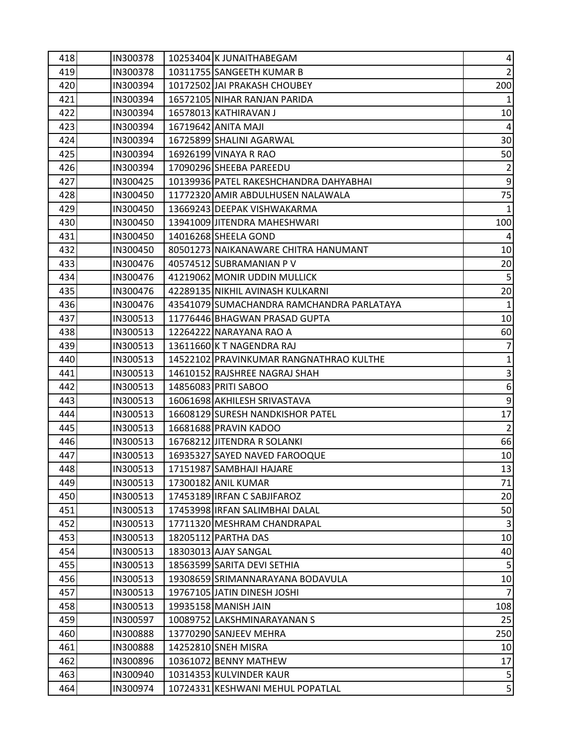| | | | | | |
|---|---|---|---|---|---|
| 418 | | IN300378 | 10253404 | K JUNAITHABEGAM | 4 |
| 419 | | IN300378 | 10311755 | SANGEETH KUMAR B | 2 |
| 420 | | IN300394 | 10172502 | JAI PRAKASH CHOUBEY | 200 |
| 421 | | IN300394 | 16572105 | NIHAR RANJAN PARIDA | 1 |
| 422 | | IN300394 | 16578013 | KATHIRAVAN J | 10 |
| 423 | | IN300394 | 16719642 | ANITA MAJI | 4 |
| 424 | | IN300394 | 16725899 | SHALINI AGARWAL | 30 |
| 425 | | IN300394 | 16926199 | VINAYA R RAO | 50 |
| 426 | | IN300394 | 17090296 | SHEEBA PAREEDU | 2 |
| 427 | | IN300425 | 10139936 | PATEL RAKESHCHANDRA DAHYABHAI | 9 |
| 428 | | IN300450 | 11772320 | AMIR ABDULHUSEN NALAWALA | 75 |
| 429 | | IN300450 | 13669243 | DEEPAK VISHWAKARMA | 1 |
| 430 | | IN300450 | 13941009 | JITENDRA MAHESHWARI | 100 |
| 431 | | IN300450 | 14016268 | SHEELA GOND | 4 |
| 432 | | IN300450 | 80501273 | NAIKANAWARE CHITRA HANUMANT | 10 |
| 433 | | IN300476 | 40574512 | SUBRAMANIAN P V | 20 |
| 434 | | IN300476 | 41219062 | MONIR UDDIN MULLICK | 5 |
| 435 | | IN300476 | 42289135 | NIKHIL AVINASH KULKARNI | 20 |
| 436 | | IN300476 | 43541079 | SUMACHANDRA RAMCHANDRA PARLATAYA | 1 |
| 437 | | IN300513 | 11776446 | BHAGWAN PRASAD GUPTA | 10 |
| 438 | | IN300513 | 12264222 | NARAYANA RAO A | 60 |
| 439 | | IN300513 | 13611660 | K T NAGENDRA RAJ | 7 |
| 440 | | IN300513 | 14522102 | PRAVINKUMAR RANGNATHRAO KULTHE | 1 |
| 441 | | IN300513 | 14610152 | RAJSHREE NAGRAJ SHAH | 3 |
| 442 | | IN300513 | 14856083 | PRITI SABOO | 6 |
| 443 | | IN300513 | 16061698 | AKHILESH SRIVASTAVA | 9 |
| 444 | | IN300513 | 16608129 | SURESH NANDKISHOR PATEL | 17 |
| 445 | | IN300513 | 16681688 | PRAVIN KADOO | 2 |
| 446 | | IN300513 | 16768212 | JITENDRA R SOLANKI | 66 |
| 447 | | IN300513 | 16935327 | SAYED NAVED FAROOQUE | 10 |
| 448 | | IN300513 | 17151987 | SAMBHAJI HAJARE | 13 |
| 449 | | IN300513 | 17300182 | ANIL KUMAR | 71 |
| 450 | | IN300513 | 17453189 | IRFAN C SABJIFAROZ | 20 |
| 451 | | IN300513 | 17453998 | IRFAN SALIMBHAI DALAL | 50 |
| 452 | | IN300513 | 17711320 | MESHRAM CHANDRAPAL | 3 |
| 453 | | IN300513 | 18205112 | PARTHA DAS | 10 |
| 454 | | IN300513 | 18303013 | AJAY SANGAL | 40 |
| 455 | | IN300513 | 18563599 | SARITA DEVI SETHIA | 5 |
| 456 | | IN300513 | 19308659 | SRIMANNARAYANA BODAVULA | 10 |
| 457 | | IN300513 | 19767105 | JATIN DINESH JOSHI | 7 |
| 458 | | IN300513 | 19935158 | MANISH JAIN | 108 |
| 459 | | IN300597 | 10089752 | LAKSHMINARAYANAN S | 25 |
| 460 | | IN300888 | 13770290 | SANJEEV MEHRA | 250 |
| 461 | | IN300888 | 14252810 | SNEH MISRA | 10 |
| 462 | | IN300896 | 10361072 | BENNY MATHEW | 17 |
| 463 | | IN300940 | 10314353 | KULVINDER KAUR | 5 |
| 464 | | IN300974 | 10724331 | KESHWANI MEHUL POPATLAL | 5 |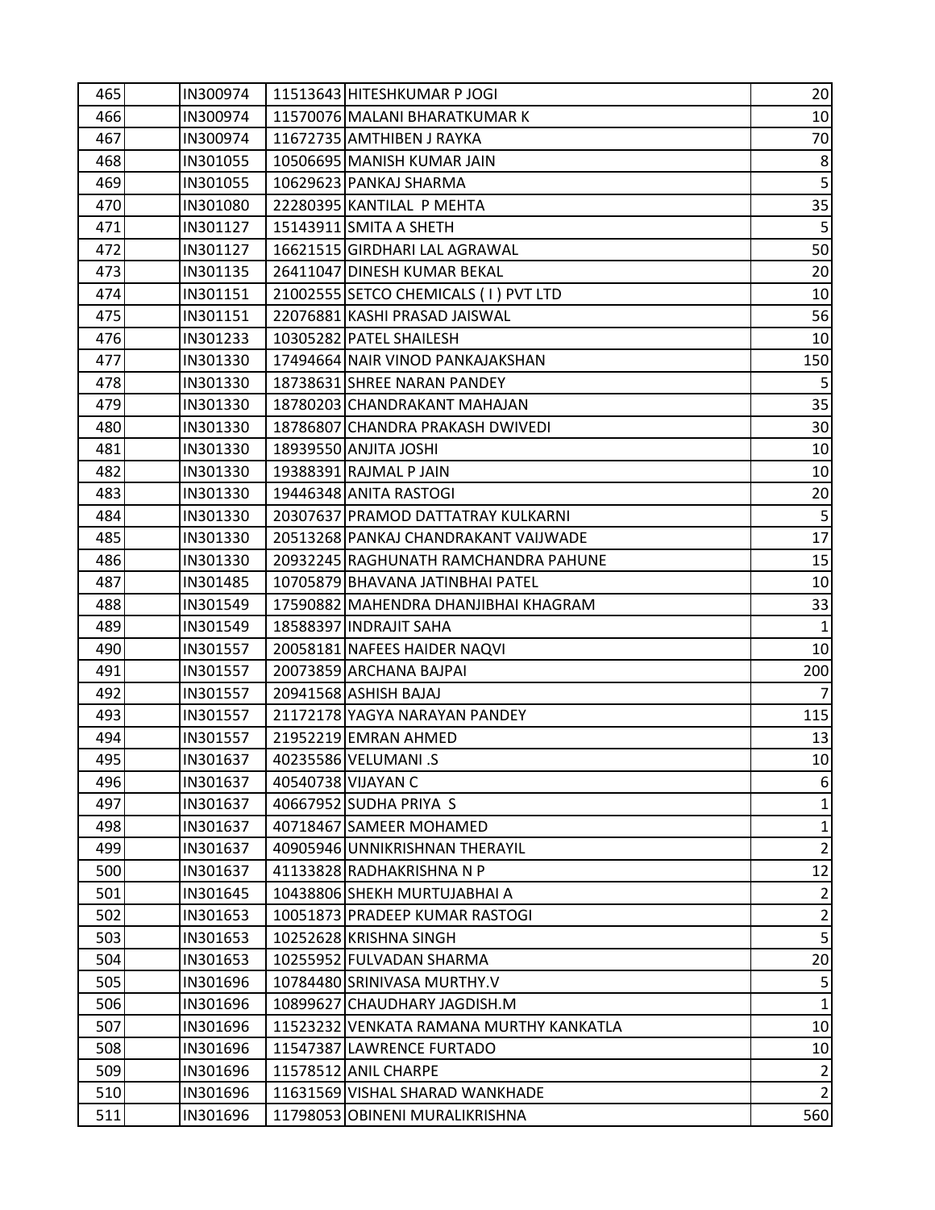| | | | | | |
|---|---|---|---|---|---|
| 465 | | IN300974 | 11513643 | HITESHKUMAR P JOGI | 20 |
| 466 | | IN300974 | 11570076 | MALANI BHARATKUMAR K | 10 |
| 467 | | IN300974 | 11672735 | AMTHIBEN J RAYKA | 70 |
| 468 | | IN301055 | 10506695 | MANISH KUMAR JAIN | 8 |
| 469 | | IN301055 | 10629623 | PANKAJ SHARMA | 5 |
| 470 | | IN301080 | 22280395 | KANTILAL P MEHTA | 35 |
| 471 | | IN301127 | 15143911 | SMITA A SHETH | 5 |
| 472 | | IN301127 | 16621515 | GIRDHARI LAL AGRAWAL | 50 |
| 473 | | IN301135 | 26411047 | DINESH KUMAR BEKAL | 20 |
| 474 | | IN301151 | 21002555 | SETCO CHEMICALS ( I ) PVT LTD | 10 |
| 475 | | IN301151 | 22076881 | KASHI PRASAD JAISWAL | 56 |
| 476 | | IN301233 | 10305282 | PATEL SHAILESH | 10 |
| 477 | | IN301330 | 17494664 | NAIR VINOD PANKAJAKSHAN | 150 |
| 478 | | IN301330 | 18738631 | SHREE NARAN PANDEY | 5 |
| 479 | | IN301330 | 18780203 | CHANDRAKANT MAHAJAN | 35 |
| 480 | | IN301330 | 18786807 | CHANDRA PRAKASH DWIVEDI | 30 |
| 481 | | IN301330 | 18939550 | ANJITA JOSHI | 10 |
| 482 | | IN301330 | 19388391 | RAJMAL P JAIN | 10 |
| 483 | | IN301330 | 19446348 | ANITA RASTOGI | 20 |
| 484 | | IN301330 | 20307637 | PRAMOD DATTATRAY KULKARNI | 5 |
| 485 | | IN301330 | 20513268 | PANKAJ CHANDRAKANT VAIJWADE | 17 |
| 486 | | IN301330 | 20932245 | RAGHUNATH RAMCHANDRA PAHUNE | 15 |
| 487 | | IN301485 | 10705879 | BHAVANA JATINBHAI PATEL | 10 |
| 488 | | IN301549 | 17590882 | MAHENDRA DHANJIBHAI KHAGRAM | 33 |
| 489 | | IN301549 | 18588397 | INDRAJIT SAHA | 1 |
| 490 | | IN301557 | 20058181 | NAFEES HAIDER NAQVI | 10 |
| 491 | | IN301557 | 20073859 | ARCHANA BAJPAI | 200 |
| 492 | | IN301557 | 20941568 | ASHISH BAJAJ | 7 |
| 493 | | IN301557 | 21172178 | YAGYA NARAYAN PANDEY | 115 |
| 494 | | IN301557 | 21952219 | EMRAN AHMED | 13 |
| 495 | | IN301637 | 40235586 | VELUMANI .S | 10 |
| 496 | | IN301637 | 40540738 | VIJAYAN C | 6 |
| 497 | | IN301637 | 40667952 | SUDHA PRIYA S | 1 |
| 498 | | IN301637 | 40718467 | SAMEER MOHAMED | 1 |
| 499 | | IN301637 | 40905946 | UNNIKRISHNAN THERAYIL | 2 |
| 500 | | IN301637 | 41133828 | RADHAKRISHNA N P | 12 |
| 501 | | IN301645 | 10438806 | SHEKH MURTUJABHAI A | 2 |
| 502 | | IN301653 | 10051873 | PRADEEP KUMAR RASTOGI | 2 |
| 503 | | IN301653 | 10252628 | KRISHNA SINGH | 5 |
| 504 | | IN301653 | 10255952 | FULVADAN SHARMA | 20 |
| 505 | | IN301696 | 10784480 | SRINIVASA MURTHY.V | 5 |
| 506 | | IN301696 | 10899627 | CHAUDHARY JAGDISH.M | 1 |
| 507 | | IN301696 | 11523232 | VENKATA RAMANA MURTHY KANKATLA | 10 |
| 508 | | IN301696 | 11547387 | LAWRENCE FURTADO | 10 |
| 509 | | IN301696 | 11578512 | ANIL CHARPE | 2 |
| 510 | | IN301696 | 11631569 | VISHAL SHARAD WANKHADE | 2 |
| 511 | | IN301696 | 11798053 | OBINENI MURALIKRISHNA | 560 |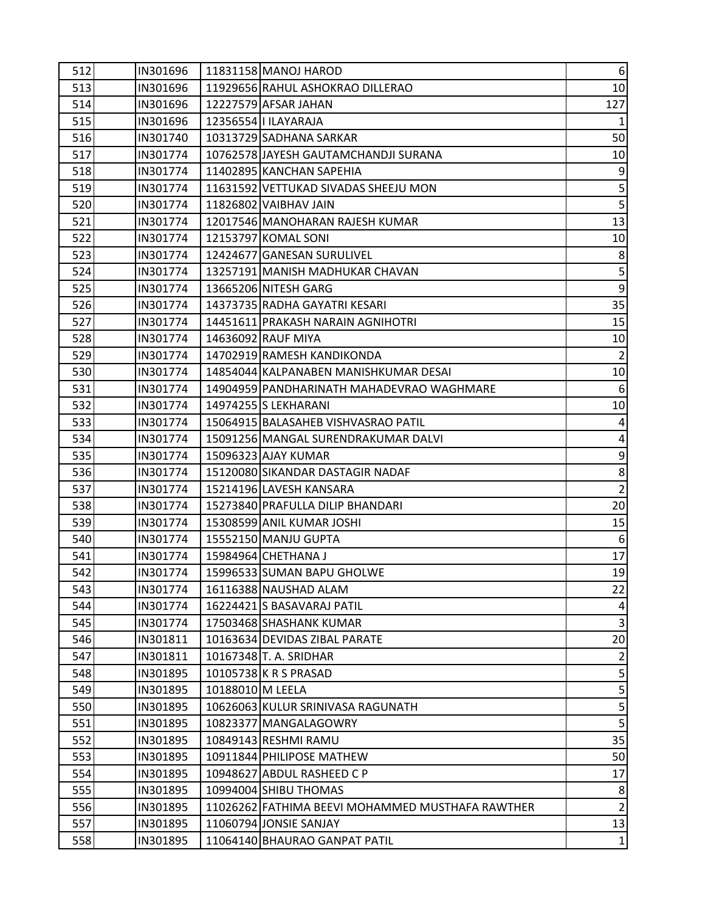| | | | | | |
|---|---|---|---|---|---|
| 512 | | IN301696 | 11831158 | MANOJ HAROD | 6 |
| 513 | | IN301696 | 11929656 | RAHUL ASHOKRAO DILLERAO | 10 |
| 514 | | IN301696 | 12227579 | AFSAR JAHAN | 127 |
| 515 | | IN301696 | 12356554 | I ILAYARAJA | 1 |
| 516 | | IN301740 | 10313729 | SADHANA SARKAR | 50 |
| 517 | | IN301774 | 10762578 | JAYESH GAUTAMCHANDJI SURANA | 10 |
| 518 | | IN301774 | 11402895 | KANCHAN SAPEHIA | 9 |
| 519 | | IN301774 | 11631592 | VETTUKAD SIVADAS SHEEJU MON | 5 |
| 520 | | IN301774 | 11826802 | VAIBHAV JAIN | 5 |
| 521 | | IN301774 | 12017546 | MANOHARAN RAJESH KUMAR | 13 |
| 522 | | IN301774 | 12153797 | KOMAL SONI | 10 |
| 523 | | IN301774 | 12424677 | GANESAN SURULIVEL | 8 |
| 524 | | IN301774 | 13257191 | MANISH MADHUKAR CHAVAN | 5 |
| 525 | | IN301774 | 13665206 | NITESH GARG | 9 |
| 526 | | IN301774 | 14373735 | RADHA GAYATRI KESARI | 35 |
| 527 | | IN301774 | 14451611 | PRAKASH NARAIN AGNIHOTRI | 15 |
| 528 | | IN301774 | 14636092 | RAUF MIYA | 10 |
| 529 | | IN301774 | 14702919 | RAMESH KANDIKONDA | 2 |
| 530 | | IN301774 | 14854044 | KALPANABEN MANISHKUMAR DESAI | 10 |
| 531 | | IN301774 | 14904959 | PANDHARINATH MAHADEVRAO WAGHMARE | 6 |
| 532 | | IN301774 | 14974255 | S LEKHARANI | 10 |
| 533 | | IN301774 | 15064915 | BALASAHEB VISHVASRAO PATIL | 4 |
| 534 | | IN301774 | 15091256 | MANGAL SURENDRAKUMAR DALVI | 4 |
| 535 | | IN301774 | 15096323 | AJAY KUMAR | 9 |
| 536 | | IN301774 | 15120080 | SIKANDAR DASTAGIR NADAF | 8 |
| 537 | | IN301774 | 15214196 | LAVESH KANSARA | 2 |
| 538 | | IN301774 | 15273840 | PRAFULLA DILIP BHANDARI | 20 |
| 539 | | IN301774 | 15308599 | ANIL KUMAR JOSHI | 15 |
| 540 | | IN301774 | 15552150 | MANJU GUPTA | 6 |
| 541 | | IN301774 | 15984964 | CHETHANA J | 17 |
| 542 | | IN301774 | 15996533 | SUMAN BAPU GHOLWE | 19 |
| 543 | | IN301774 | 16116388 | NAUSHAD ALAM | 22 |
| 544 | | IN301774 | 16224421 | S BASAVARAJ PATIL | 4 |
| 545 | | IN301774 | 17503468 | SHASHANK KUMAR | 3 |
| 546 | | IN301811 | 10163634 | DEVIDAS ZIBAL PARATE | 20 |
| 547 | | IN301811 | 10167348 | T. A. SRIDHAR | 2 |
| 548 | | IN301895 | 10105738 | K R S PRASAD | 5 |
| 549 | | IN301895 | 10188010 | M LEELA | 5 |
| 550 | | IN301895 | 10626063 | KULUR SRINIVASA RAGUNATH | 5 |
| 551 | | IN301895 | 10823377 | MANGALAGOWRY | 5 |
| 552 | | IN301895 | 10849143 | RESHMI RAMU | 35 |
| 553 | | IN301895 | 10911844 | PHILIPOSE MATHEW | 50 |
| 554 | | IN301895 | 10948627 | ABDUL RASHEED C P | 17 |
| 555 | | IN301895 | 10994004 | SHIBU THOMAS | 8 |
| 556 | | IN301895 | 11026262 | FATHIMA BEEVI MOHAMMED MUSTHAFA RAWTHER | 2 |
| 557 | | IN301895 | 11060794 | JONSIE SANJAY | 13 |
| 558 | | IN301895 | 11064140 | BHAURAO GANPAT PATIL | 1 |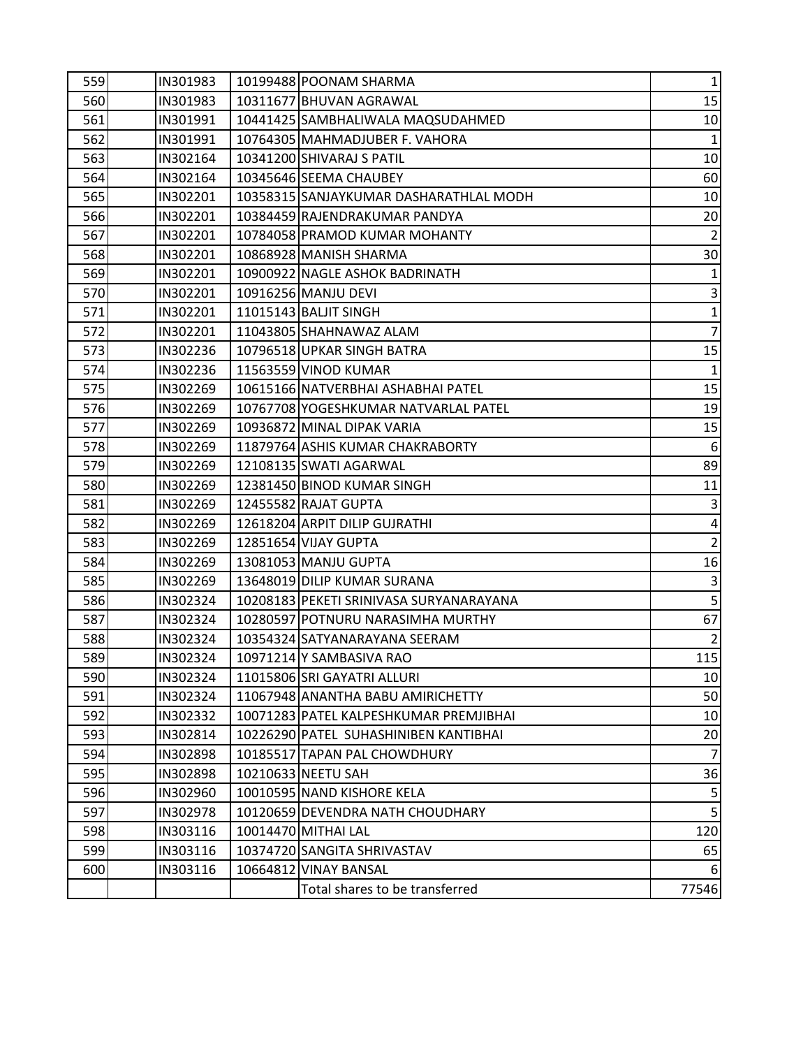| | | | | | |
|---|---|---|---|---|---|
| 559 | | IN301983 | 10199488 | POONAM SHARMA | 1 |
| 560 | | IN301983 | 10311677 | BHUVAN AGRAWAL | 15 |
| 561 | | IN301991 | 10441425 | SAMBHALIWALA MAQSUDAHMED | 10 |
| 562 | | IN301991 | 10764305 | MAHMADJUBER F. VAHORA | 1 |
| 563 | | IN302164 | 10341200 | SHIVARAJ S PATIL | 10 |
| 564 | | IN302164 | 10345646 | SEEMA CHAUBEY | 60 |
| 565 | | IN302201 | 10358315 | SANJAYKUMAR DASHARATHLAL MODH | 10 |
| 566 | | IN302201 | 10384459 | RAJENDRAKUMAR PANDYA | 20 |
| 567 | | IN302201 | 10784058 | PRAMOD KUMAR MOHANTY | 2 |
| 568 | | IN302201 | 10868928 | MANISH SHARMA | 30 |
| 569 | | IN302201 | 10900922 | NAGLE ASHOK BADRINATH | 1 |
| 570 | | IN302201 | 10916256 | MANJU DEVI | 3 |
| 571 | | IN302201 | 11015143 | BALJIT SINGH | 1 |
| 572 | | IN302201 | 11043805 | SHAHNAWAZ ALAM | 7 |
| 573 | | IN302236 | 10796518 | UPKAR SINGH BATRA | 15 |
| 574 | | IN302236 | 11563559 | VINOD KUMAR | 1 |
| 575 | | IN302269 | 10615166 | NATVERBHAI ASHABHAI PATEL | 15 |
| 576 | | IN302269 | 10767708 | YOGESHKUMAR NATVARLAL PATEL | 19 |
| 577 | | IN302269 | 10936872 | MINAL DIPAK VARIA | 15 |
| 578 | | IN302269 | 11879764 | ASHIS KUMAR CHAKRABORTY | 6 |
| 579 | | IN302269 | 12108135 | SWATI AGARWAL | 89 |
| 580 | | IN302269 | 12381450 | BINOD KUMAR SINGH | 11 |
| 581 | | IN302269 | 12455582 | RAJAT GUPTA | 3 |
| 582 | | IN302269 | 12618204 | ARPIT DILIP GUJRATHI | 4 |
| 583 | | IN302269 | 12851654 | VIJAY GUPTA | 2 |
| 584 | | IN302269 | 13081053 | MANJU GUPTA | 16 |
| 585 | | IN302269 | 13648019 | DILIP KUMAR SURANA | 3 |
| 586 | | IN302324 | 10208183 | PEKETI SRINIVASA SURYANARAYANA | 5 |
| 587 | | IN302324 | 10280597 | POTNURU NARASIMHA MURTHY | 67 |
| 588 | | IN302324 | 10354324 | SATYANARAYANA SEERAM | 2 |
| 589 | | IN302324 | 10971214 | Y SAMBASIVA RAO | 115 |
| 590 | | IN302324 | 11015806 | SRI GAYATRI ALLURI | 10 |
| 591 | | IN302324 | 11067948 | ANANTHA BABU AMIRICHETTY | 50 |
| 592 | | IN302332 | 10071283 | PATEL KALPESHKUMAR PREMJIBHAI | 10 |
| 593 | | IN302814 | 10226290 | PATEL SUHASHINIBEN KANTIBHAI | 20 |
| 594 | | IN302898 | 10185517 | TAPAN PAL CHOWDHURY | 7 |
| 595 | | IN302898 | 10210633 | NEETU SAH | 36 |
| 596 | | IN302960 | 10010595 | NAND KISHORE KELA | 5 |
| 597 | | IN302978 | 10120659 | DEVENDRA NATH CHOUDHARY | 5 |
| 598 | | IN303116 | 10014470 | MITHAI LAL | 120 |
| 599 | | IN303116 | 10374720 | SANGITA SHRIVASTAV | 65 |
| 600 | | IN303116 | 10664812 | VINAY BANSAL | 6 |
| | | | | Total shares to be transferred | 77546 |